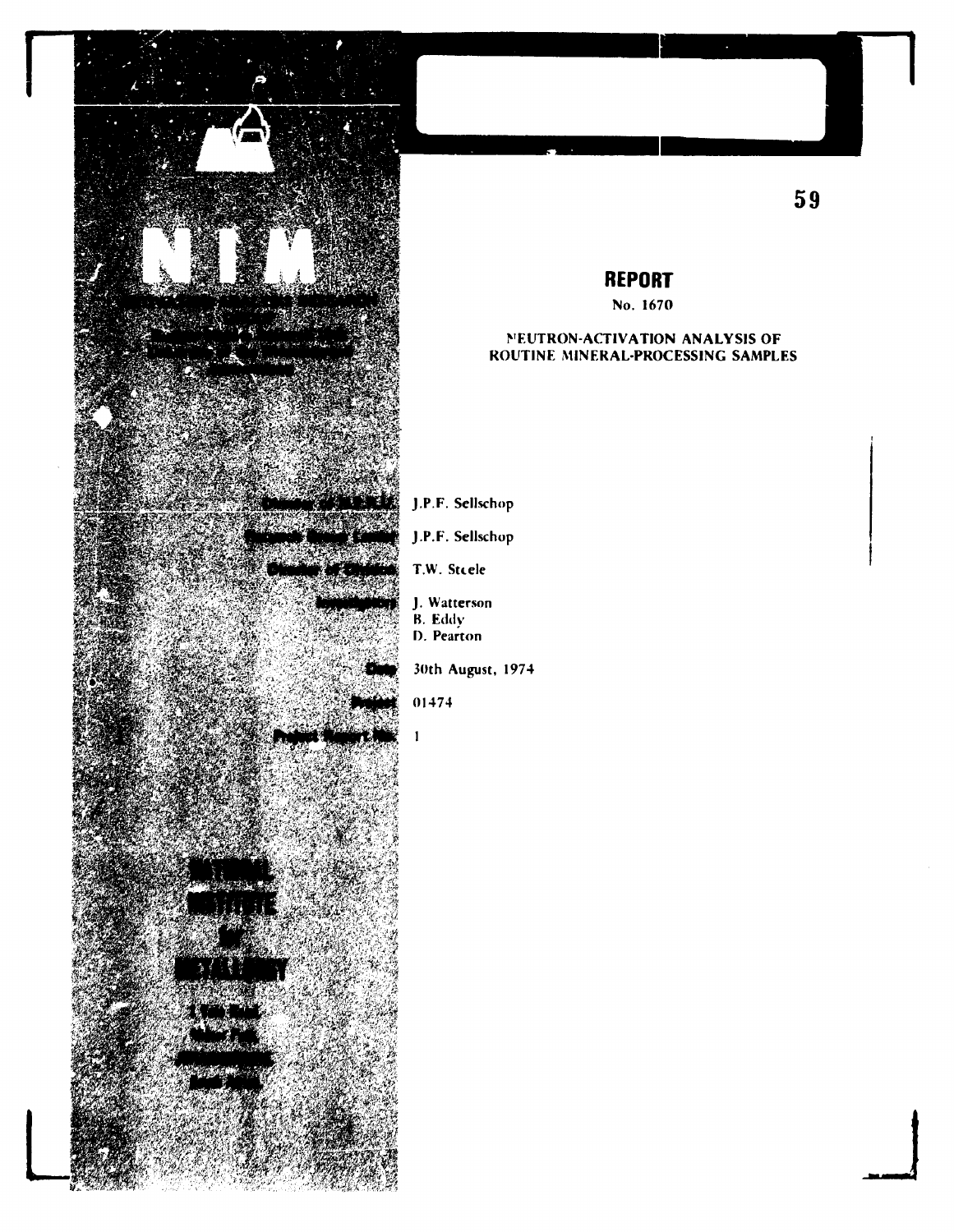59

# REPORT

No. 1670

## NEUTRON-ACTIVATION ANALYSIS OF ROUTINE MINERAL-PROCESSING SAMPLES

J.P.F. Sellschop

J.P.F. Sellschop

T.W. Steele

J. Watterson
B. Eddy
D. Pearton

30th August, 1974

01474

1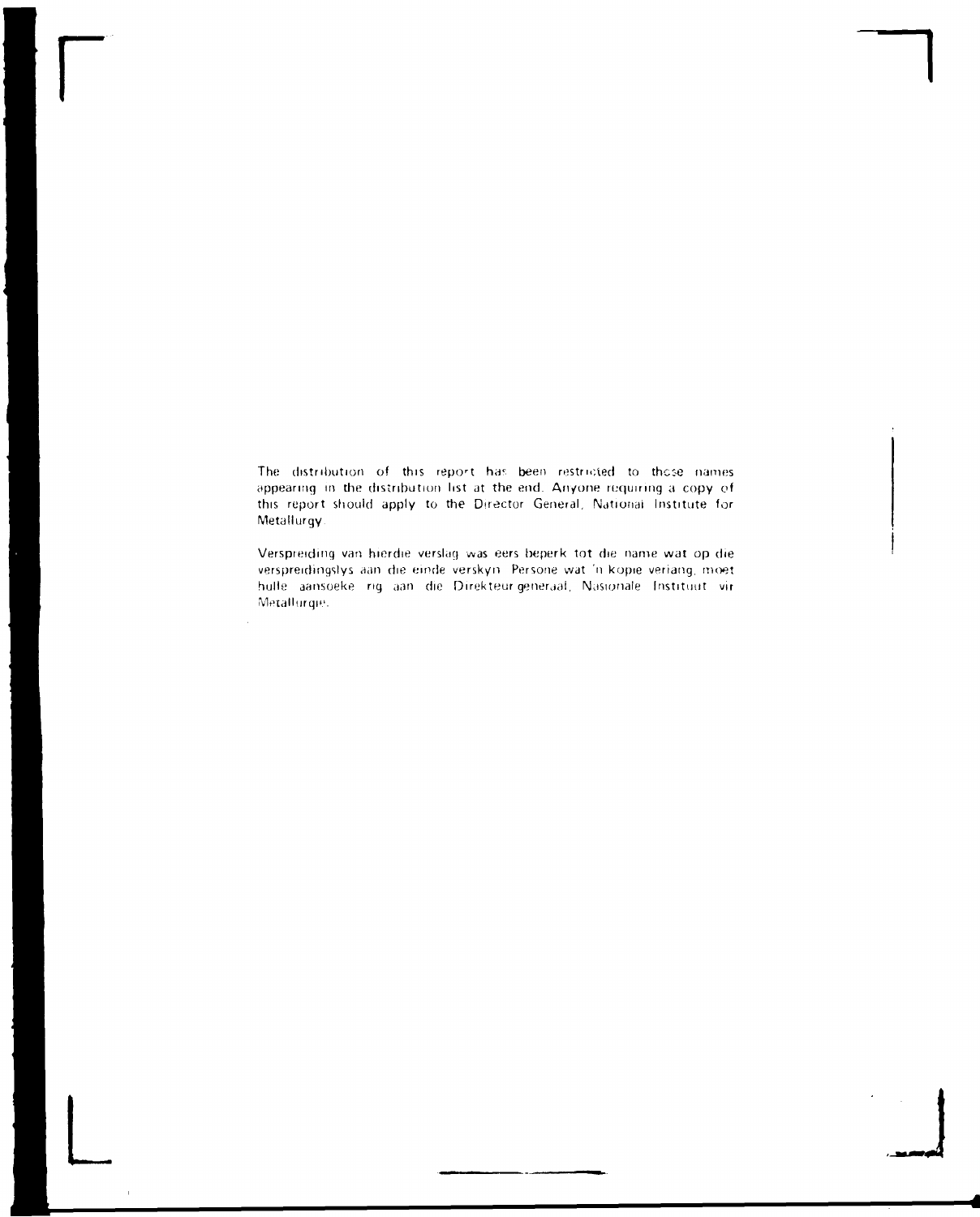The distribution of this report has been restricted to those names appearing in the distribution list at the end. Anyone requiring a copy of this report should apply to the Director General, National Institute for Metallurgy.

Verspreiding van hierdie verslag was eers beperk tot die name wat op die verspreidingslys aan die einde verskyn. Persone wat 'n kopie verlang, moet hulle aansoeke rig aan die Direkteur-generaal, Nasionale Instituut vir Metallurgie.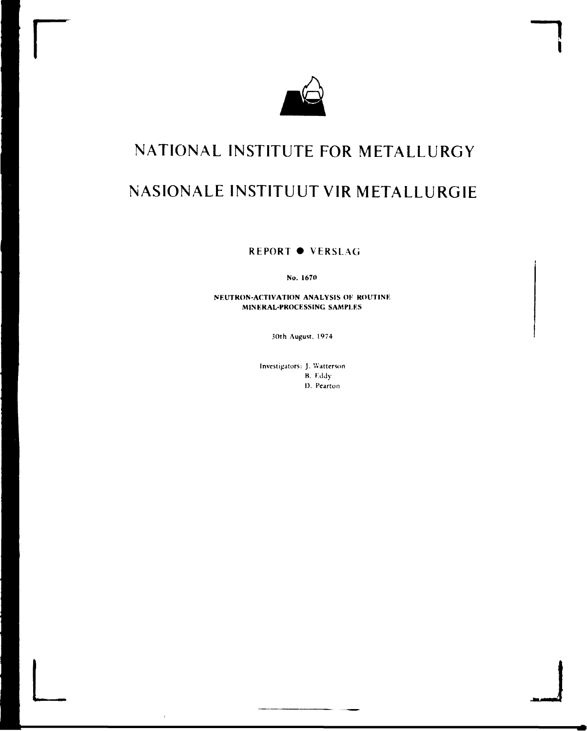# NATIONAL INSTITUTE FOR METALLURGY

# NASIONALE INSTITUUT VIR METALLURGIE

**REPORT ● VERSLAG**

**No. 1670**

**NEUTRON-ACTIVATION ANALYSIS OF ROUTINE MINERAL-PROCESSING SAMPLES**

30th August, 1974

Investigators: J. Watterson
B. Eddy
D. Pearton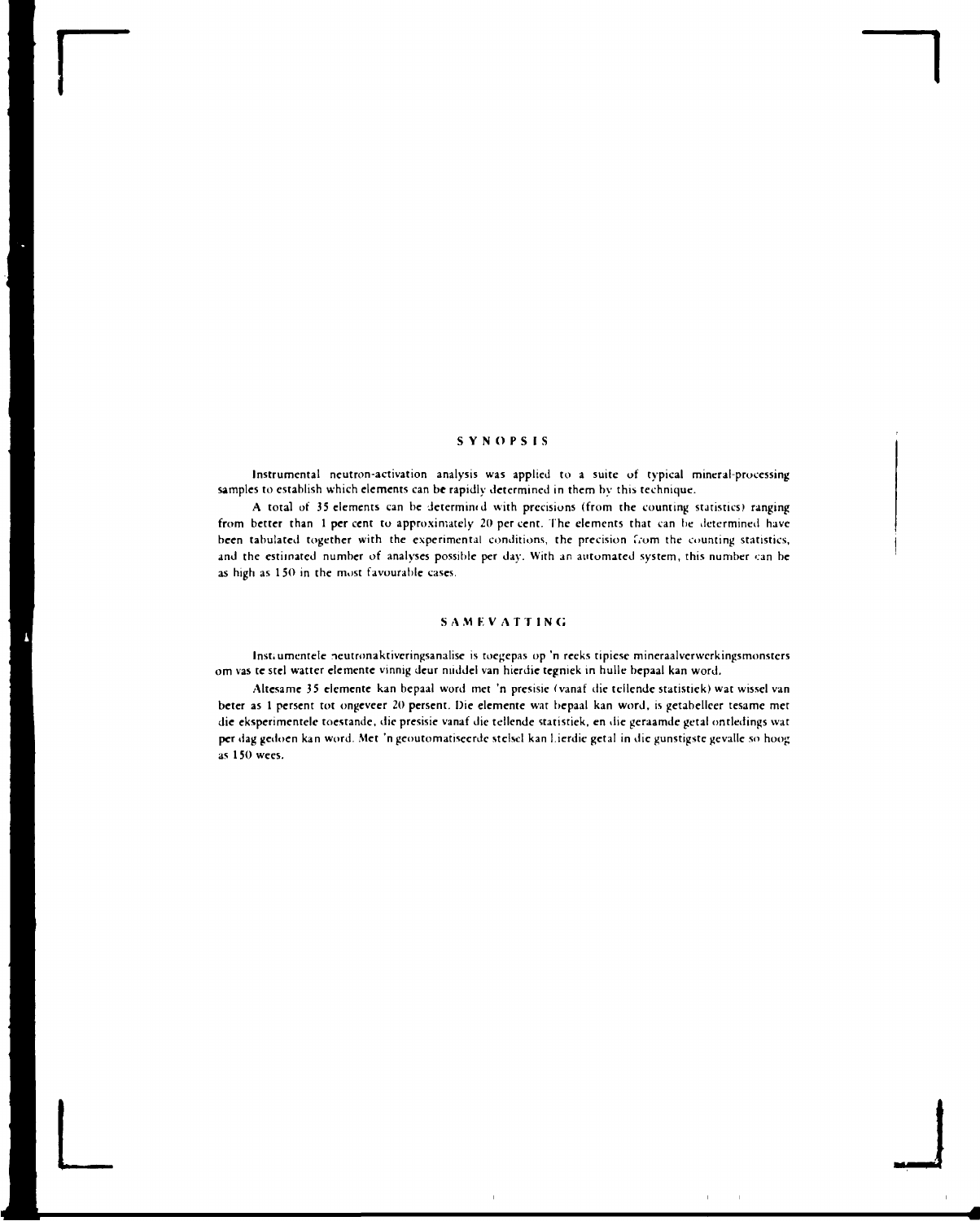## SYNOPSIS

Instrumental neutron-activation analysis was applied to a suite of typical mineral-processing samples to establish which elements can be rapidly determined in them by this technique.

A total of 35 elements can be determined with precisions (from the counting statistics) ranging from better than 1 per cent to approximately 20 per cent. The elements that can be determined have been tabulated together with the experimental conditions, the precision from the counting statistics, and the estimated number of analyses possible per day. With an automated system, this number can be as high as 150 in the most favourable cases.

## SAMEVATTING

Instrumentele neutronaktiveringsanalise is toegepas op 'n reeks tipiese mineraalverwerkingsmonsters om vas te stel watter elemente vinnig deur middel van hierdie tegniek in hulle bepaal kan word.

Altesame 35 elemente kan bepaal word met 'n presisie (vanaf die tellende statistiek) wat wissel van beter as 1 persent tot ongeveer 20 persent. Die elemente wat bepaal kan word, is getabelleer tesame met die eksperimentele toestande, die presisie vanaf die tellende statistiek, en die geraamde getal ontledings wat per dag gedoen kan word. Met 'n geoutomatiseerde stelsel kan hierdie getal in die gunstigste gevalle so hoog as 150 wees.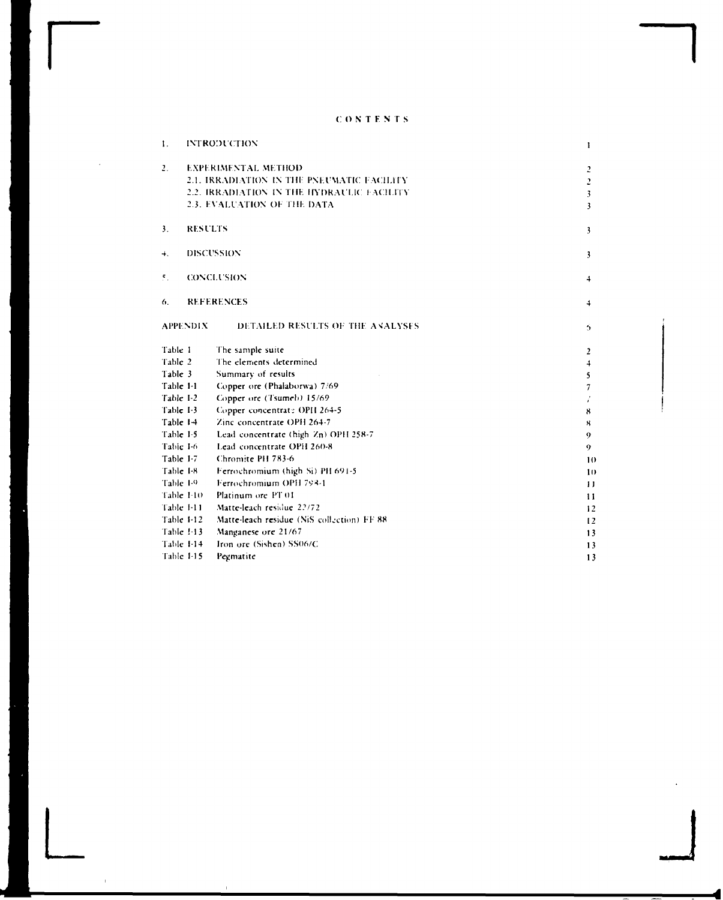# CONTENTS

| | | |
|---|---|---|
| 1. | INTRODUCTION | 1 |
| 2. | EXPERIMENTAL METHOD | 2 |
| | 2.1. IRRADIATION IN THE PNEUMATIC FACILITY | 2 |
| | 2.2. IRRADIATION IN THE HYDRAULIC FACILITY | 3 |
| | 2.3. EVALUATION OF THE DATA | 3 |
| 3. | RESULTS | 3 |
| 4. | DISCUSSION | 3 |
| 5. | CONCLUSION | 4 |
| 6. | REFERENCES | 4 |
| APPENDIX | DETAILED RESULTS OF THE ANALYSES | 5 |

| | | |
|---|---|---|
| Table 1 | The sample suite | 2 |
| Table 2 | The elements determined | 4 |
| Table 3 | Summary of results | 5 |
| Table I-1 | Copper ore (Phalaborwa) 7/69 | 7 |
| Table I-2 | Copper ore (Tsumeb) 15/69 | 7 |
| Table I-3 | Copper concentrate OPH 264-5 | 8 |
| Table I-4 | Zinc concentrate OPH 264-7 | 8 |
| Table I-5 | Lead concentrate (high Zn) OPH 258-7 | 9 |
| Table I-6 | Lead concentrate OPH 260-8 | 9 |
| Table I-7 | Chromite PH 783-6 | 10 |
| Table I-8 | Ferrochromium (high Si) PH 691-5 | 10 |
| Table I-9 | Ferrochromium OPH 798-1 | 11 |
| Table I-10 | Platinum ore PT 01 | 11 |
| Table I-11 | Matte-leach residue 22/72 | 12 |
| Table I-12 | Matte-leach residue (NiS collection) FF 88 | 12 |
| Table I-13 | Manganese ore 21/67 | 13 |
| Table I-14 | Iron ore (Sishen) SS06/C | 13 |
| Table I-15 | Pegmatite | 13 |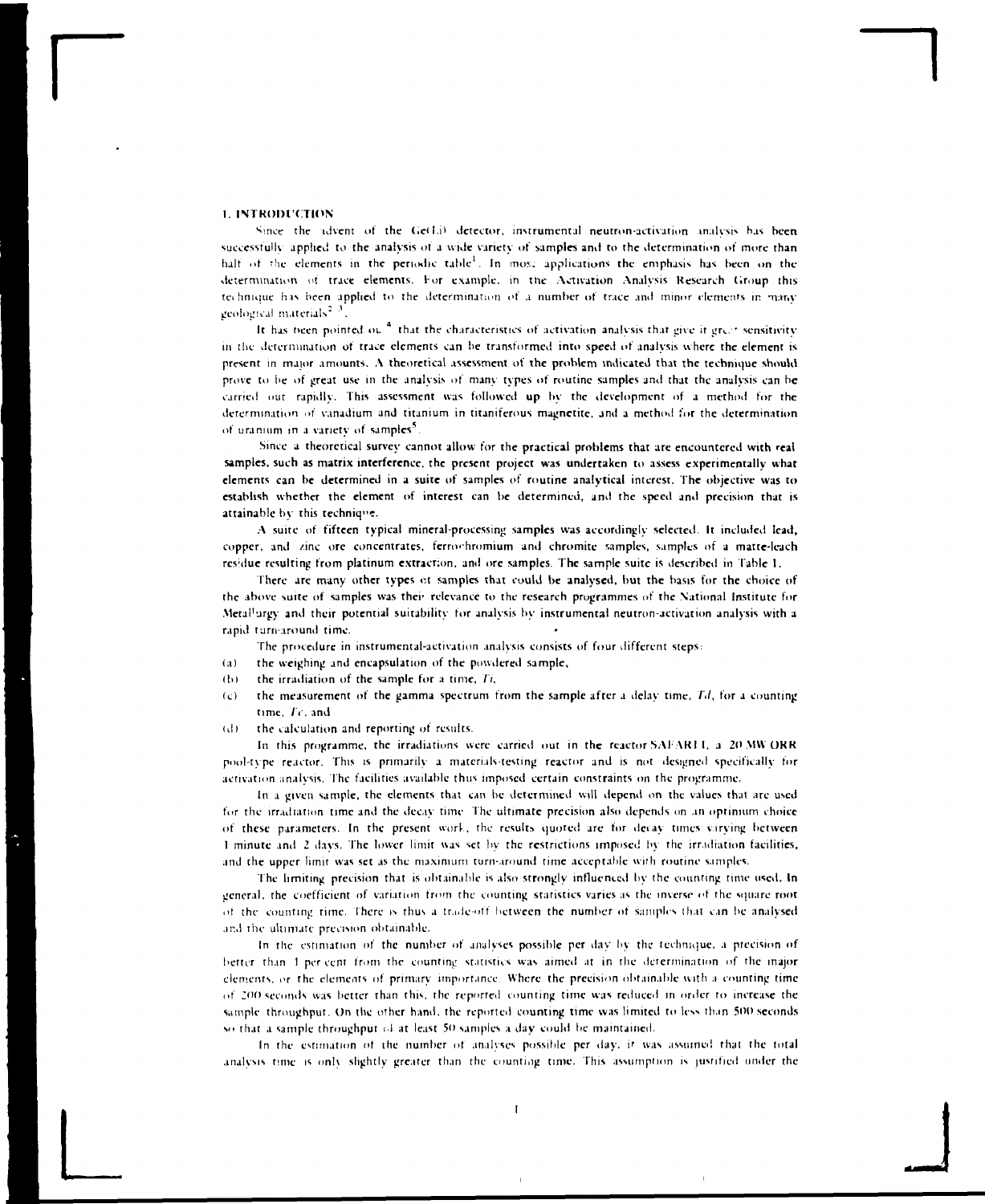# 1. INTRODUCTION

Since the advent of the Ge(Li) detector, instrumental neutron-activation analysis has been successfully applied to the analysis of a wide variety of samples and to the determination of more than half of the elements in the periodic table[1]. In most applications the emphasis has been on the determination of trace elements. For example, in the Activation Analysis Research Group this technique has been applied to the determination of a number of trace and minor elements in many geological materials[2, 3].

It has been pointed out[4] that the characteristics of activation analysis that give it great sensitivity in the determination of trace elements can be transformed into speed of analysis where the element is present in major amounts. A theoretical assessment of the problem indicated that the technique should prove to be of great use in the analysis of many types of routine samples and that the analysis can be carried out rapidly. This assessment was followed up by the development of a method for the determination of vanadium and titanium in titaniferous magnetite, and a method for the determination of uranium in a variety of samples[5].

Since a theoretical survey cannot allow for the practical problems that are encountered with real samples, such as matrix interference, the present project was undertaken to assess experimentally what elements can be determined in a suite of samples of routine analytical interest. The objective was to establish whether the element of interest can be determined, and the speed and precision that is attainable by this technique.

A suite of fifteen typical mineral-processing samples was accordingly selected. It included lead, copper, and zinc ore concentrates, ferrochromium and chromite samples, samples of a matte-leach residue resulting from platinum extraction, and ore samples. The sample suite is described in Table 1.

There are many other types of samples that could be analysed, but the basis for the choice of the above suite of samples was their relevance to the research programmes of the National Institute for Metallurgy and their potential suitability for analysis by instrumental neutron-activation analysis with a rapid turn-around time.

The procedure in instrumental-activation analysis consists of four different steps:

(a) the weighing and encapsulation of the powdered sample,

(b) the irradiation of the sample for a time, *Ti*,

(c) the measurement of the gamma spectrum from the sample after a delay time, *Td*, for a counting time, *Tc*, and

(d) the calculation and reporting of results.

In this programme, the irradiations were carried out in the reactor SAFARI 1, a 20 MW ORR pool-type reactor. This is primarily a materials-testing reactor and is not designed specifically for activation analysis. The facilities available thus imposed certain constraints on the programme.

In a given sample, the elements that can be determined will depend on the values that are used for the irradiation time and the decay time. The ultimate precision also depends on an optimum choice of these parameters. In the present work, the results quoted are for decay times varying between 1 minute and 2 days. The lower limit was set by the restrictions imposed by the irradiation facilities, and the upper limit was set as the maximum turn-around time acceptable with routine samples.

The limiting precision that is obtainable is also strongly influenced by the counting time used. In general, the coefficient of variation from the counting statistics varies as the inverse of the square root of the counting time. There is thus a trade-off between the number of samples that can be analysed and the ultimate precision obtainable.

In the estimation of the number of analyses possible per day by the technique, a precision of better than 1 per cent from the counting statistics was aimed at in the determination of the major elements, or the elements of primary importance. Where the precision obtainable with a counting time of 200 seconds was better than this, the reported counting time was reduced in order to increase the sample throughput. On the other hand, the reported counting time was limited to less than 500 seconds so that a sample throughput of at least 50 samples a day could be maintained.

In the estimation of the number of analyses possible per day, it was assumed that the total analysis time is only slightly greater than the counting time. This assumption is justified under the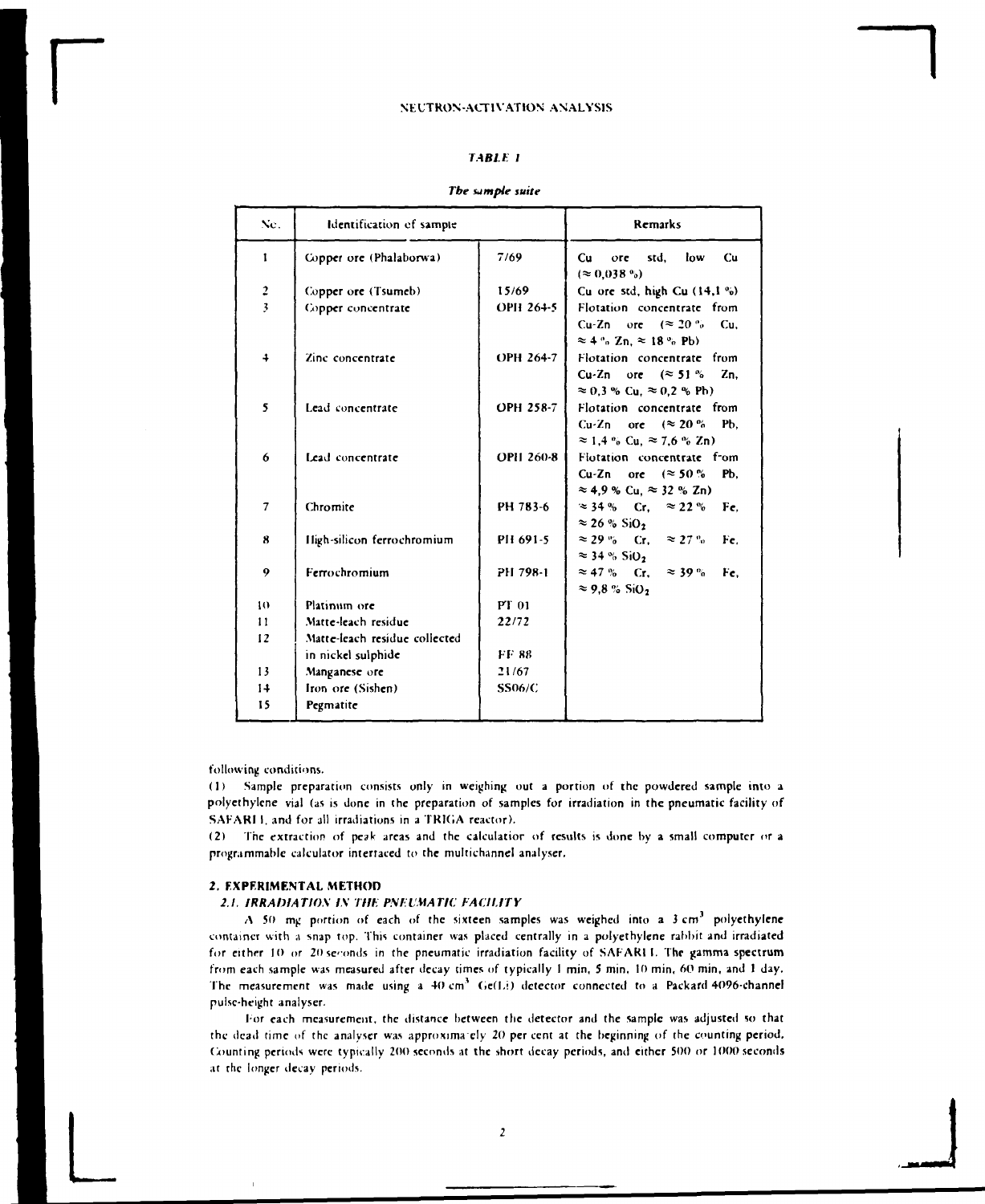*TABLE 1*

***The sample suite***

| No. | Identification of sample | | Remarks |
|---|---|---|---|
| 1 | Copper ore (Phalaborwa) | 7/69 | Cu ore std, low Cu (≈ 0,038 %) |
| 2 | Copper ore (Tsumeb) | 15/69 | Cu ore std, high Cu (14,1 %) |
| 3 | Copper concentrate | OPH 264-5 | Flotation concentrate from Cu-Zn ore (≈ 20 % Cu, ≈ 4 % Zn, ≈ 18 % Pb) |
| 4 | Zinc concentrate | OPH 264-7 | Flotation concentrate from Cu-Zn ore (≈ 51 % Zn, ≈ 0,3 % Cu, ≈ 0,2 % Pb) |
| 5 | Lead concentrate | OPH 258-7 | Flotation concentrate from Cu-Zn ore (≈ 20 % Pb, ≈ 1,4 % Cu, ≈ 7,6 % Zn) |
| 6 | Lead concentrate | OPH 260-8 | Flotation concentrate from Cu-Zn ore (≈ 50 % Pb, ≈ 4,9 % Cu, ≈ 32 % Zn) |
| 7 | Chromite | PH 783-6 | ≈ 34 % Cr, ≈ 22 % Fe, ≈ 26 % $SiO_2$ |
| 8 | High-silicon ferrochromium | PH 691-5 | ≈ 29 % Cr, ≈ 27 % Fe, ≈ 34 % $SiO_2$ |
| 9 | Ferrochromium | PH 798-1 | ≈ 47 % Cr, ≈ 39 % Fe, ≈ 9,8 % $SiO_2$ |
| 10 | Platinum ore | PT 01 | |
| 11 | Matte-leach residue | 22/72 | |
| 12 | Matte-leach residue collected in nickel sulphide | FF 88 | |
| 13 | Manganese ore | 21/67 | |
| 14 | Iron ore (Sishen) | SS06/C | |
| 15 | Pegmatite | | |

following conditions.

(1) Sample preparation consists only in weighing out a portion of the powdered sample into a polyethylene vial (as is done in the preparation of samples for irradiation in the pneumatic facility of SAFARI 1, and for all irradiations in a TRIGA reactor).

(2) The extraction of peak areas and the calculation of results is done by a small computer or a programmable calculator interfaced to the multichannel analyser.

## 2. EXPERIMENTAL METHOD

### *2.1. IRRADIATION IN THE PNEUMATIC FACILITY*

A 50 mg portion of each of the sixteen samples was weighed into a 3 $cm^3$ polyethylene container with a snap top. This container was placed centrally in a polyethylene rabbit and irradiated for either 10 or 20 seconds in the pneumatic irradiation facility of SAFARI 1. The gamma spectrum from each sample was measured after decay times of typically 1 min, 5 min, 10 min, 60 min, and 1 day. The measurement was made using a 40 $cm^3$ Ge(Li) detector connected to a Packard 4096-channel pulse-height analyser.

For each measurement, the distance between the detector and the sample was adjusted so that the dead time of the analyser was approximately 20 per cent at the beginning of the counting period. Counting periods were typically 200 seconds at the short decay periods, and either 500 or 1000 seconds at the longer decay periods.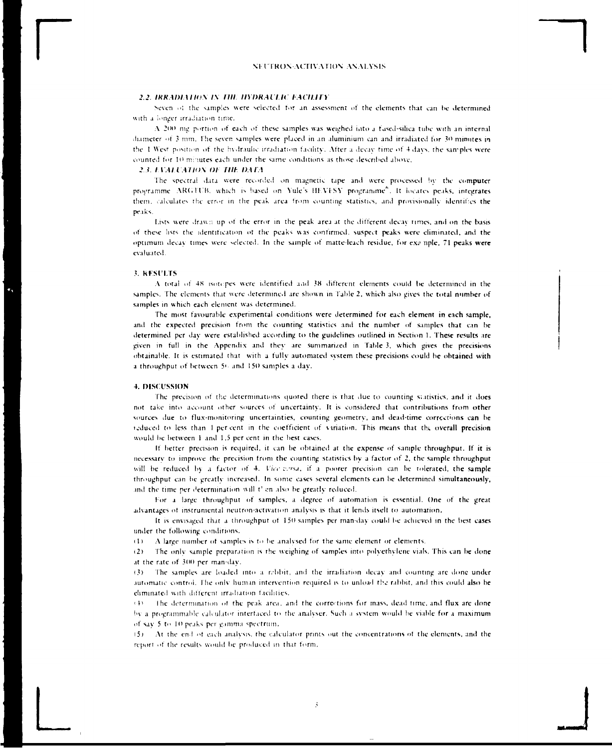### 2.2. IRRADIATION IN THE HYDRAULIC FACILITY

Seven of the samples were selected for an assessment of the elements that can be determined with a longer irradiation time.

A 200 mg portion of each of these samples was weighed into a fused-silica tube with an internal diameter of 3 mm. The seven samples were placed in an aluminium can and irradiated for 30 minutes in the 1 West position of the hydraulic irradiation facility. After a decay time of 4 days, the samples were counted for 10 minutes each under the same conditions as those described above.

### 2.3. EVALUATION OF THE DATA

The spectral data were recorded on magnetic tape and were processed by the computer programme ARGTUB, which is based on Yule's HEVESY programme[6]. It locates peaks, integrates them, calculates the error in the peak area from counting statistics, and provisionally identifies the peaks.

Lists were drawn up of the error in the peak area at the different decay times, and on the basis of these lists the identification of the peaks was confirmed, suspect peaks were eliminated, and the optimum decay times were selected. In the sample of matte-leach residue, for example, 71 peaks were evaluated.

## 3. RESULTS

A total of 48 isotopes were identified and 38 different elements could be determined in the samples. The elements that were determined are shown in Table 2, which also gives the total number of samples in which each element was determined.

The most favourable experimental conditions were determined for each element in each sample, and the expected precision from the counting statistics and the number of samples that can be determined per day were established according to the guidelines outlined in Section 1. These results are given in full in the Appendix and they are summarized in Table 3, which gives the precisions obtainable. It is estimated that with a fully automated system these precisions could be obtained with a throughput of between 50 and 150 samples a day.

## 4. DISCUSSION

The precision of the determinations quoted there is that due to counting statistics, and it does not take into account other sources of uncertainty. It is considered that contributions from other sources due to flux-monitoring uncertainties, counting geometry, and dead-time corrections can be reduced to less than 1 per cent in the coefficient of variation. This means that the overall precision would be between 1 and 1,5 per cent in the best cases.

If better precision is required, it can be obtained at the expense of sample throughput. If it is necessary to improve the precision from the counting statistics by a factor of 2, the sample throughput will be reduced by a factor of 4. *Vice versa*, if a poorer precision can be tolerated, the sample throughput can be greatly increased. In some cases several elements can be determined simultaneously, and the time per determination will then also be greatly reduced.

For a large throughput of samples, a degree of automation is essential. One of the great advantages of instrumental neutron-activation analysis is that it lends itself to automation.

It is envisaged that a throughput of 150 samples per man-day could be achieved in the best cases under the following conditions.

(1) A large number of samples is to be analysed for the same element or elements.

(2) The only sample preparation is the weighing of samples into polyethylene vials. This can be done at the rate of 300 per man-day.

(3) The samples are loaded into a rabbit, and the irradiation decay and counting are done under automatic control. The only human intervention required is to unload the rabbit, and this could also be eliminated with different irradiation facilities.

(4) The determination of the peak area, and the corrections for mass, dead time, and flux are done by a programmable calculator interfaced to the analyser. Such a system would be viable for a maximum of say 5 to 10 peaks per gamma spectrum.

(5) At the end of each analysis, the calculator prints out the concentrations of the elements, and the report of the results would be produced in that form.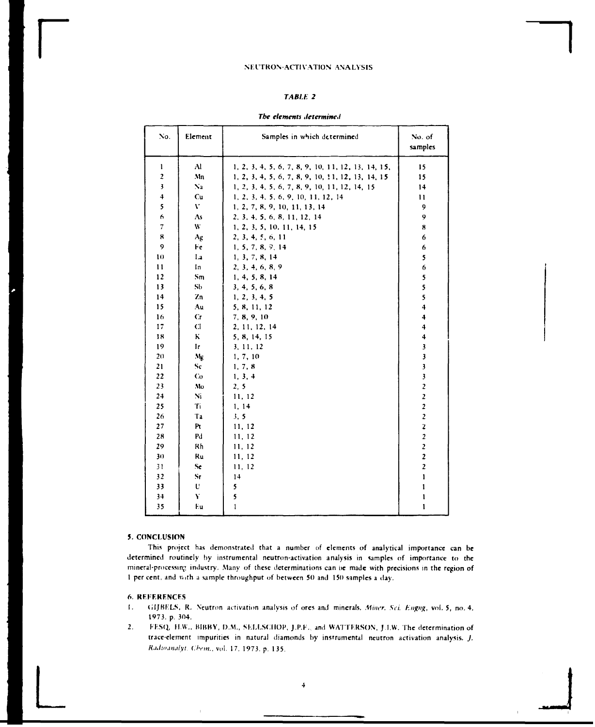### TABLE 2

***The elements determined***

| No. | Element | Samples in which determined | No. of samples |
|---|---|---|---|
| 1 | Al | 1, 2, 3, 4, 5, 6, 7, 8, 9, 10, 11, 12, 13, 14, 15, | 15 |
| 2 | Mn | 1, 2, 3, 4, 5, 6, 7, 8, 9, 10, 11, 12, 13, 14, 15 | 15 |
| 3 | Na | 1, 2, 3, 4, 5, 6, 7, 8, 9, 10, 11, 12, 14, 15 | 14 |
| 4 | Cu | 1, 2, 3, 4, 5, 6, 9, 10, 11, 12, 14 | 11 |
| 5 | V | 1, 2, 7, 8, 9, 10, 11, 13, 14 | 9 |
| 6 | As | 2, 3, 4, 5, 6, 8, 11, 12, 14 | 9 |
| 7 | W | 1, 2, 3, 5, 10, 11, 14, 15 | 8 |
| 8 | Ag | 2, 3, 4, 5, 6, 11 | 6 |
| 9 | Fe | 1, 5, 7, 8, 9, 14 | 6 |
| 10 | La | 1, 3, 7, 8, 14 | 5 |
| 11 | In | 2, 3, 4, 6, 8, 9 | 6 |
| 12 | Sm | 1, 4, 5, 8, 14 | 5 |
| 13 | Sb | 3, 4, 5, 6, 8 | 5 |
| 14 | Zn | 1, 2, 3, 4, 5 | 5 |
| 15 | Au | 5, 8, 11, 12 | 4 |
| 16 | Cr | 7, 8, 9, 10 | 4 |
| 17 | Cl | 2, 11, 12, 14 | 4 |
| 18 | K | 5, 8, 14, 15 | 4 |
| 19 | Ir | 3, 11, 12 | 3 |
| 20 | Mg | 1, 7, 10 | 3 |
| 21 | Sc | 1, 7, 8 | 3 |
| 22 | Co | 1, 3, 4 | 3 |
| 23 | Mo | 2, 5 | 2 |
| 24 | Ni | 11, 12 | 2 |
| 25 | Ti | 1, 14 | 2 |
| 26 | Ta | 3, 5 | 2 |
| 27 | Pt | 11, 12 | 2 |
| 28 | Pd | 11, 12 | 2 |
| 29 | Rh | 11, 12 | 2 |
| 30 | Ru | 11, 12 | 2 |
| 31 | Se | 11, 12 | 2 |
| 32 | Sr | 14 | 1 |
| 33 | U | 5 | 1 |
| 34 | Y | 5 | 1 |
| 35 | Eu | 1 | 1 |

## 5. CONCLUSION

This project has demonstrated that a number of elements of analytical importance can be determined routinely by instrumental neutron-activation analysis in samples of importance to the mineral-processing industry. Many of these determinations can be made with precisions in the region of 1 per cent, and with a sample throughput of between 50 and 150 samples a day.

## 6. REFERENCES

1. GIJBELS, R. Neutron activation analysis of ores and minerals. *Miner. Sci. Engng*, vol. 5, no. 4. 1973. p. 304.
2. FESQ, H.W., BIBBY, D.M., SELLSCHOP, J.P.F., and WATTERSON, J.I.W. The determination of trace-element impurities in natural diamonds by instrumental neutron activation analysis. *J. Radioanalyt. Chem.*, vol. 17. 1973. p. 135.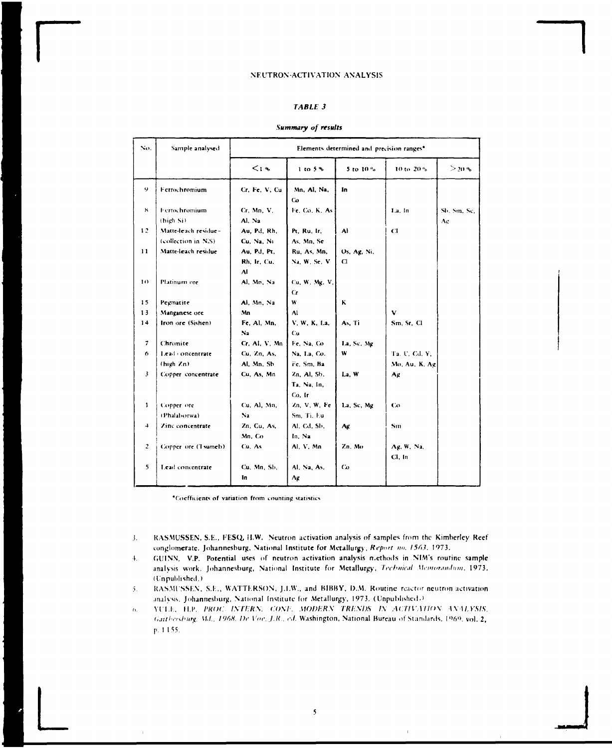### TABLE 3

***Summary of results***

| No. | Sample analysed | Elements determined and precision ranges* | | | | |
|---|---|---|---|---|---|---|
| | | <1 % | 1 to 5 % | 5 to 10 % | 10 to 20 % | >20 % |
| 9 | Ferrochromium | Cr, Fe, V, Cu | Mn, Al, Na, Co | In | | |
| 8 | Ferrochromium (high Si) | Cr, Mn, V, Al, Na | Fe, Co, K, As | | La, In | Sb, Sm, Sc, Ag |
| 12 | Matte-leach residue - (collection in NiS) | Au, Pd, Rh, Cu, Na, Ni | Pt, Ru, Ir, As, Mn, Se | Al | Cl | |
| 11 | Matte-leach residue | Au, Pd, Pt, Rh, Ir, Cu, Al | Ru, As, Mn, Na, W, Se, V | Os, Ag, Ni, Cl | | |
| 10 | Platinum ore | Al, Mn, Na | Cu, W, Mg, V, Cr | | | |
| 15 | Pegmatite | Al, Mn, Na | W | K | | |
| 13 | Manganese ore | Mn | Al | | V | |
| 14 | Iron ore (Sishen) | Fe, Al, Mn, Na | V, W, K, La, Cu | As, Ti | Sm, Sr, Cl | |
| 7 | Chromite | Cr, Al, V, Mn | Fe, Na, Co | La, Sc, Mg | | |
| 6 | Lead concentrate (high Zn) | Cu, Zn, As, Al, Mn, Sb | Na, La, Co, Fe, Sm, Ba | W | Ta, U, Cd, Y, Mo, Au, K, Ag | |
| 3 | Copper concentrate | Cu, As, Mn | Zn, Al, Sb, Ta, Na, In, Co, Ir | La, W | Ag | |
| 1 | Copper ore (Phalaborwa) | Cu, Al, Mn, Na | Zn, V, W, Fe, Sm, Ti, Eu | La, Sc, Mg | Co | |
| 4 | Zinc concentrate | Zn, Cu, As, Mn, Co | Al, Cd, Sb, In, Na | Ag | Sm | |
| 2 | Copper ore (Tsumeb) | Cu, As | Al, V, Mn | Zn, Mo | Ag, W, Na, Cl, In | |
| 5 | Lead concentrate | Cu, Mn, Sb, In | Al, Na, As, Ag | Co | | |

*Coefficients of variation from counting statistics

3. RASMUSSEN, S.E., FESQ, H.W. Neutron activation analysis of samples from the Kimberley Reef conglomerate. Johannesburg, National Institute for Metallurgy, *Report no. 1563*, 1973.
4. GUINN, V.P. Potential uses of neutron activation analysis methods in NIM's routine sample analysis work. Johannesburg, National Institute for Metallurgy, *Technical Memorandum*, 1973. (Unpublished.)
5. RASMUSSEN, S.E., WATTERSON, J.I.W., and BIBBY, D.M. Routine reactor neutron activation analysis. Johannesburg, National Institute for Metallurgy, 1973. (Unpublished.)
6. YULE, H.P. *PROC. INTERN. CONF. MODERN TRENDS IN ACTIVATION ANALYSIS, Gaithersburg, Md., 1968. De Voe, J.R., ed.* Washington, National Bureau of Standards, 1969. vol. 2, p. 1155.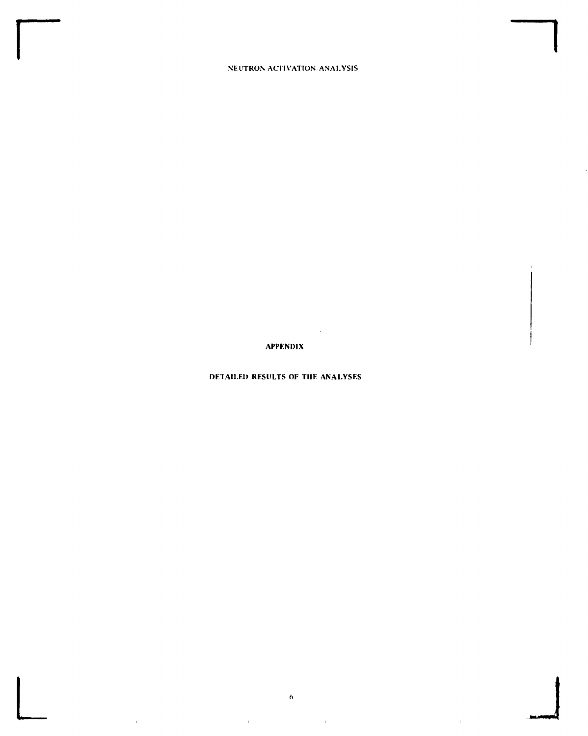# APPENDIX

## DETAILED RESULTS OF THE ANALYSES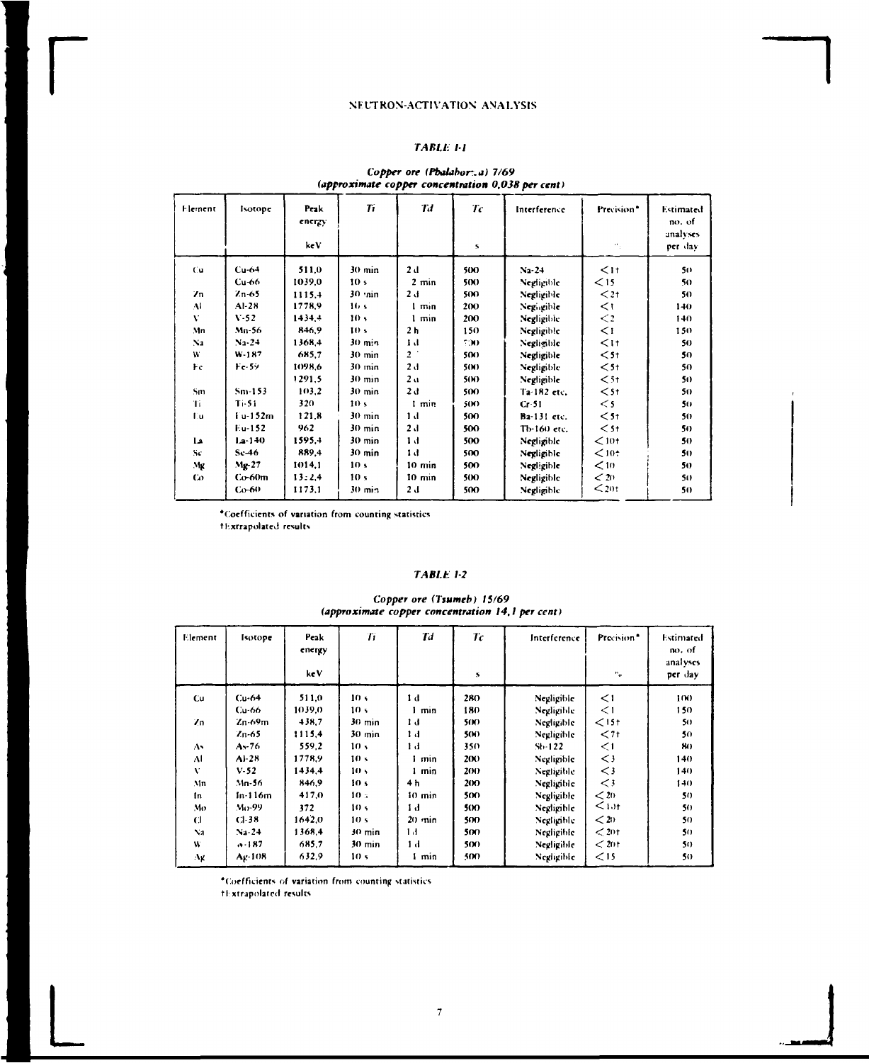NEUTRON-ACTIVATION ANALYSIS

### *TABLE 1-1*

***Copper ore (Phalaborwa) 7/69***
***(approximate copper concentration 0,038 per cent)***

| Element | Isotope | Peak energy keV | *Ti* | *Td* | *Tc* s | Interference | Precision* % | Estimated no. of analyses per day |
|---|---|---|---|---|---|---|---|---|
| Cu | Cu-64 | 511,0 | 30 min | 2 d | 500 | Na-24 | <1† | 50 |
| | Cu-66 | 1039,0 | 10 s | 2 min | 500 | Negligible | <15 | 50 |
| Zn | Zn-65 | 1115,4 | 30 min | 2 d | 500 | Negligible | <2† | 50 |
| Al | Al-28 | 1778,9 | 10 s | 1 min | 200 | Negligible | <1 | 140 |
| V | V-52 | 1434,4 | 10 s | 1 min | 200 | Negligible | <2 | 140 |
| Mn | Mn-56 | 846,9 | 10 s | 2 h | 150 | Negligible | <1 | 150 |
| Na | Na-24 | 1368,4 | 30 min | 1 d | 500 | Negligible | <1† | 50 |
| W | W-187 | 685,7 | 30 min | 2 d | 500 | Negligible | <5† | 50 |
| Fe | Fe-59 | 1098,6 | 30 min | 2 d | 500 | Negligible | <5† | 50 |
| | | 1291,5 | 30 min | 2 d | 500 | Negligible | <5† | 50 |
| Sm | Sm-153 | 103,2 | 30 min | 2 d | 500 | Ta-182 etc. | <5† | 50 |
| Ti | Ti-51 | 320 | 10 s | 1 min | 500 | Cr-51 | <5 | 50 |
| Eu | Eu-152m | 121,8 | 30 min | 1 d | 500 | Ba-131 etc. | <5† | 50 |
| | Eu-152 | 962 | 30 min | 2 d | 500 | Tb-160 etc. | <5† | 50 |
| La | La-140 | 1595,4 | 30 min | 1 d | 500 | Negligible | <10† | 50 |
| Sc | Sc-46 | 889,4 | 30 min | 1 d | 500 | Negligible | <10† | 50 |
| Mg | Mg-27 | 1014,1 | 10 s | 10 min | 500 | Negligible | <10 | 50 |
| Co | Co-60m | 1332,4 | 10 s | 10 min | 500 | Negligible | <20 | 50 |
| | Co-60 | 1173,1 | 30 min | 2 d | 500 | Negligible | <20† | 50 |

*Coefficients of variation from counting statistics
†Extrapolated results

### *TABLE 1-2*

***Copper ore (Tsumeb) 15/69***
***(approximate copper concentration 14,1 per cent)***

| Element | Isotope | Peak energy keV | *Ti* | *Td* | *Tc* s | Interference | Precision* % | Estimated no. of analyses per day |
|---|---|---|---|---|---|---|---|---|
| Cu | Cu-64 | 511,0 | 10 s | 1 d | 280 | Negligible | <1 | 100 |
| | Cu-66 | 1039,0 | 10 s | 1 min | 180 | Negligible | <1 | 150 |
| Zn | Zn-69m | 438,7 | 30 min | 1 d | 500 | Negligible | <15† | 50 |
| | Zn-65 | 1115,4 | 30 min | 1 d | 500 | Negligible | <7† | 50 |
| As | As-76 | 559,2 | 10 s | 1 d | 350 | Sb-122 | <1 | 80 |
| Al | Al-28 | 1778,9 | 10 s | 1 min | 200 | Negligible | <3 | 140 |
| V | V-52 | 1434,4 | 10 s | 1 min | 200 | Negligible | <3 | 140 |
| Mn | Mn-56 | 846,9 | 10 s | 4 h | 200 | Negligible | <3 | 140 |
| In | In-116m | 417,0 | 10 s | 10 min | 500 | Negligible | <20 | 50 |
| Mo | Mo-99 | 372 | 10 s | 1 d | 500 | Negligible | <10† | 50 |
| Cl | Cl-38 | 1642,0 | 10 s | 20 min | 500 | Negligible | <20 | 50 |
| Na | Na-24 | 1368,4 | 30 min | 1 d | 500 | Negligible | <20† | 50 |
| W | W-187 | 685,7 | 30 min | 1 d | 500 | Negligible | <20† | 50 |
| Ag | Ag-108 | 632,9 | 10 s | 1 min | 500 | Negligible | <15 | 50 |

*Coefficients of variation from counting statistics
†Extrapolated results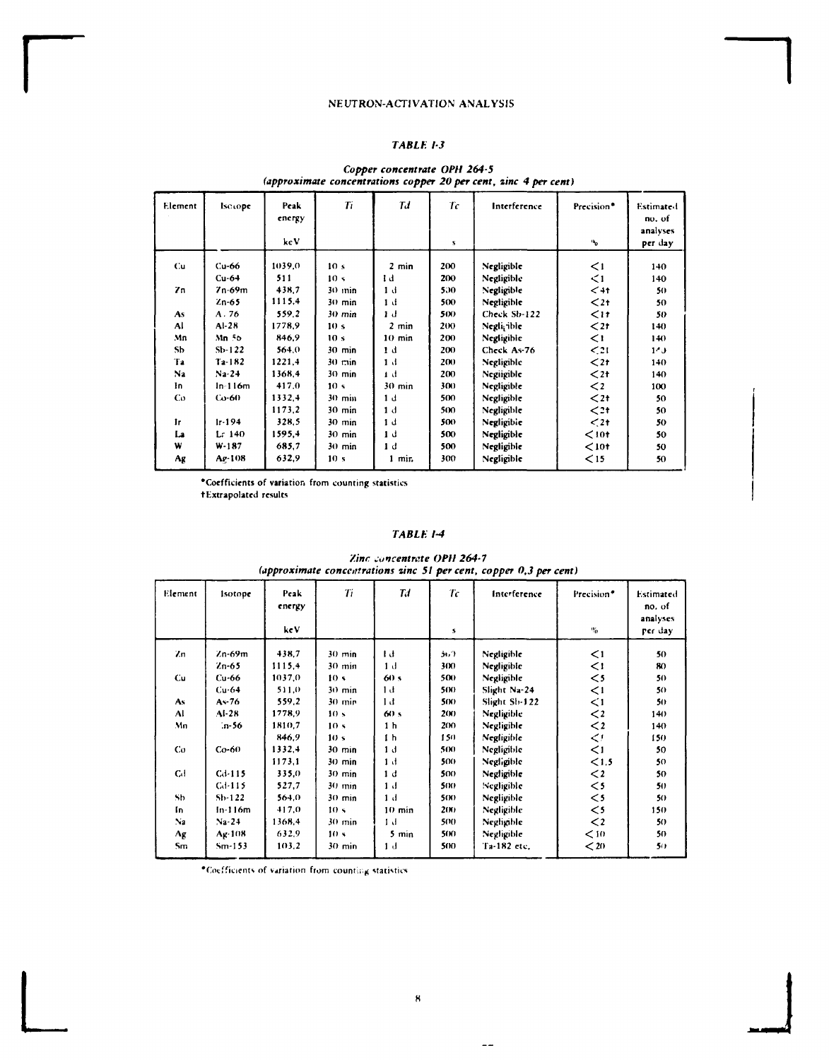## TABLE I-3

**Copper concentrate OPH 264-5**
**(approximate concentrations copper 20 per cent, zinc 4 per cent)**

| Element | Isotope | Peak energy keV | $T_i$ | $T_d$ | $T_c$ s | Interference | Precision* % | Estimated no. of analyses per day |
|---|---|---|---|---|---|---|---|---|
| Cu | Cu-66 | 1039,0 | 10 s | 2 min | 200 | Negligible | <1 | 140 |
| | Cu-64 | 511 | 10 s | 1 d | 200 | Negligible | <1 | 140 |
| Zn | Zn-69m | 438,7 | 30 min | 1 d | 500 | Negligible | <4† | 50 |
| | Zn-65 | 1115,4 | 30 min | 1 d | 500 | Negligible | <2† | 50 |
| As | As-76 | 559,2 | 30 min | 1 d | 500 | Check Sb-122 | <1† | 50 |
| Al | Al-28 | 1778,9 | 10 s | 2 min | 200 | Negligible | <2† | 140 |
| Mn | Mn-56 | 846,9 | 10 s | 10 min | 200 | Negligible | <1 | 140 |
| Sb | Sb-122 | 564,0 | 30 min | 1 d | 200 | Check As-76 | <2† | 140 |
| Ta | Ta-182 | 1221,4 | 30 min | 1 d | 200 | Negligible | <2† | 140 |
| Na | Na-24 | 1368,4 | 30 min | 1 d | 200 | Negligible | <2† | 140 |
| In | In-116m | 417,0 | 10 s | 30 min | 300 | Negligible | <2 | 100 |
| Co | Co-60 | 1332,4 | 30 min | 1 d | 500 | Negligible | <2† | 50 |
| | | 1173,2 | 30 min | 1 d | 500 | Negligible | <2† | 50 |
| Ir | Ir-194 | 328,5 | 30 min | 1 d | 500 | Negligible | <2† | 50 |
| La | La-140 | 1595,4 | 30 min | 1 d | 500 | Negligible | <10† | 50 |
| W | W-187 | 685,7 | 30 min | 1 d | 500 | Negligible | <10† | 50 |
| Ag | Ag-108 | 632,9 | 10 s | 1 min | 300 | Negligible | <15 | 50 |

*Coefficients of variation from counting statistics
†Extrapolated results

## TABLE I-4

**Zinc concentrate OPH 264-7**
**(approximate concentrations zinc 51 per cent, copper 0,3 per cent)**

| Element | Isotope | Peak energy keV | $T_i$ | $T_d$ | $T_c$ s | Interference | Precision* % | Estimated no. of analyses per day |
|---|---|---|---|---|---|---|---|---|
| Zn | Zn-69m | 438,7 | 30 min | 1 d | 500 | Negligible | <1 | 50 |
| | Zn-65 | 1115,4 | 30 min | 1 d | 300 | Negligible | <1 | 80 |
| Cu | Cu-66 | 1037,0 | 10 s | 60 s | 500 | Negligible | <5 | 50 |
| | Cu-64 | 511,0 | 30 min | 1 d | 500 | Slight Na-24 | <1 | 50 |
| As | As-76 | 559,2 | 30 min | 1 d | 500 | Slight Sb-122 | <1 | 50 |
| Al | Al-28 | 1778,9 | 10 s | 60 s | 200 | Negligible | <2 | 140 |
| Mn | Mn-56 | 1810,7 | 10 s | 1 h | 200 | Negligible | <2 | 140 |
| | | 846,9 | 10 s | 1 h | 150 | Negligible | <1 | 150 |
| Co | Co-60 | 1332,4 | 30 min | 1 d | 500 | Negligible | <1 | 50 |
| | | 1173,1 | 30 min | 1 d | 500 | Negligible | <1,5 | 50 |
| Cd | Cd-115 | 335,0 | 30 min | 1 d | 500 | Negligible | <2 | 50 |
| | Cd-115 | 527,7 | 30 min | 1 d | 500 | Negligible | <5 | 50 |
| Sb | Sb-122 | 564,0 | 30 min | 1 d | 500 | Negligible | <5 | 50 |
| In | In-116m | 417,0 | 10 s | 10 min | 200 | Negligible | <5 | 150 |
| Na | Na-24 | 1368,4 | 30 min | 1 d | 500 | Negligible | <2 | 50 |
| Ag | Ag-108 | 632,9 | 10 s | 5 min | 500 | Negligible | <10 | 50 |
| Sm | Sm-153 | 103,2 | 30 min | 1 d | 500 | Ta-182 etc. | <20 | 50 |

*Coefficients of variation from counting statistics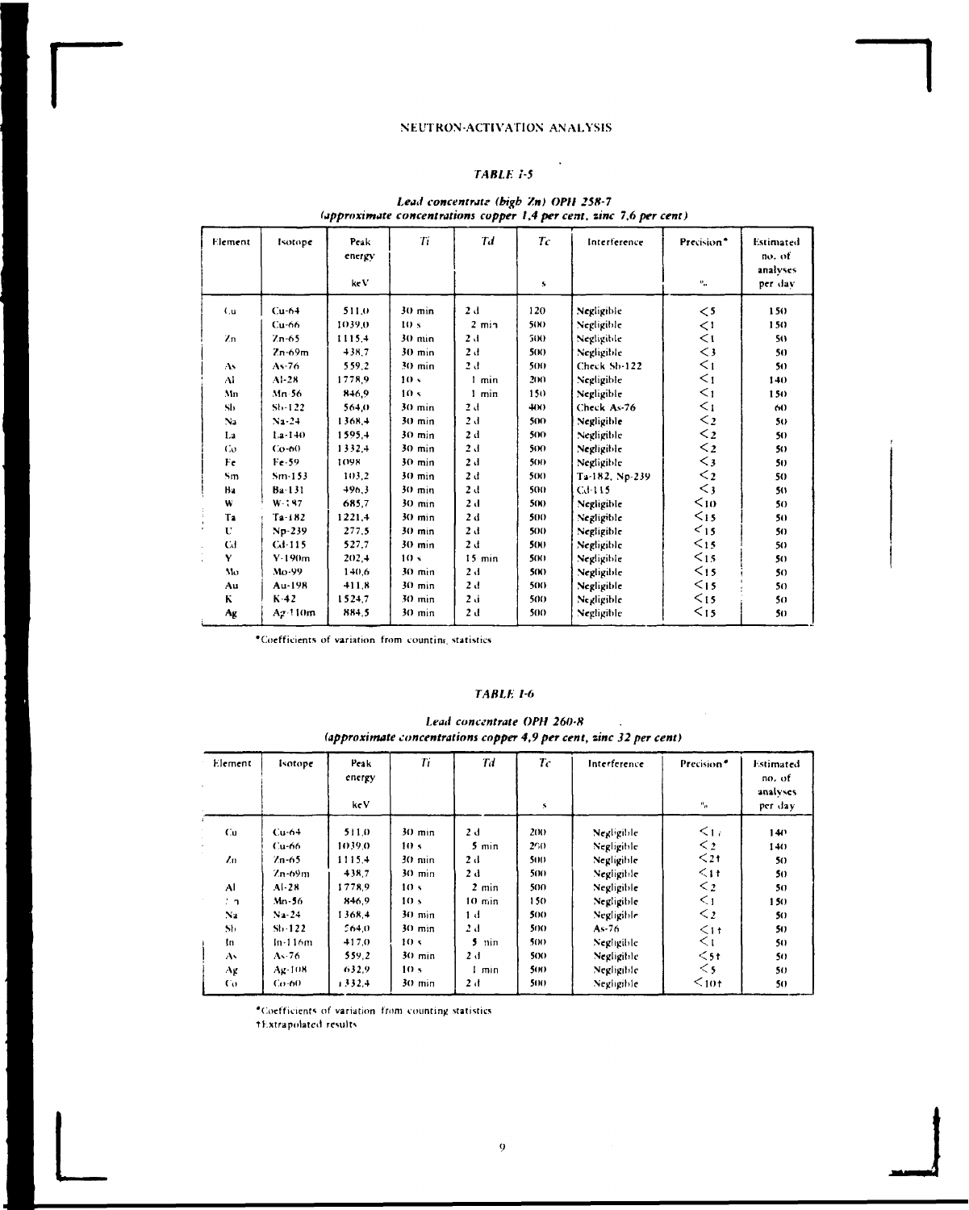## TABLE I-5

***Lead concentrate (high Zn) OPH 258-7***
***(approximate concentrations copper 1,4 per cent, zinc 7,6 per cent)***

| Element | Isotope | Peak energy keV | *Ti* | *Td* | *Tc* s | Interference | Precision* % | Estimated no. of analyses per day |
|---|---|---|---|---|---|---|---|---|
| Cu | Cu-64 | 511,0 | 30 min | 2 d | 120 | Negligible | <5 | 150 |
| | Cu-66 | 1039,0 | 10 s | 2 min | 500 | Negligible | <1 | 150 |
| Zn | Zn-65 | 1115,4 | 30 min | 2 d | 500 | Negligible | <1 | 50 |
| | Zn-69m | 438,7 | 30 min | 2 d | 500 | Negligible | <3 | 50 |
| As | As-76 | 559,2 | 30 min | 2 d | 500 | Check Sb-122 | <1 | 50 |
| Al | Al-28 | 1778,9 | 10 s | 1 min | 200 | Negligible | <1 | 140 |
| Mn | Mn-56 | 846,9 | 10 s | 1 min | 150 | Negligible | <1 | 150 |
| Sb | Sb-122 | 564,0 | 30 min | 2 d | 400 | Check As-76 | <1 | 60 |
| Na | Na-24 | 1368,4 | 30 min | 2 d | 500 | Negligible | <2 | 50 |
| La | La-140 | 1595,4 | 30 min | 2 d | 500 | Negligible | <2 | 50 |
| Co | Co-60 | 1332,4 | 30 min | 2 d | 500 | Negligible | <2 | 50 |
| Fe | Fe-59 | 1098 | 30 min | 2 d | 500 | Negligible | <3 | 50 |
| Sm | Sm-153 | 103,2 | 30 min | 2 d | 500 | Ta-182, Np-239 | <2 | 50 |
| Ba | Ba-131 | 496,3 | 30 min | 2 d | 500 | Cd-115 | <3 | 50 |
| W | W-187 | 685,7 | 30 min | 2 d | 500 | Negligible | <10 | 50 |
| Ta | Ta-182 | 1221,4 | 30 min | 2 d | 500 | Negligible | <15 | 50 |
| U | Np-239 | 277,5 | 30 min | 2 d | 500 | Negligible | <15 | 50 |
| Cd | Cd-115 | 527,7 | 30 min | 2 d | 500 | Negligible | <15 | 50 |
| Y | Y-190m | 202,4 | 10 s | 15 min | 500 | Negligible | <15 | 50 |
| Mo | Mo-99 | 140,6 | 30 min | 2 d | 500 | Negligible | <15 | 50 |
| Au | Au-198 | 411,8 | 30 min | 2 d | 500 | Negligible | <15 | 50 |
| K | K-42 | 1524,7 | 30 min | 2 d | 500 | Negligible | <15 | 50 |
| Ag | Ag-110m | 884,5 | 30 min | 2 d | 500 | Negligible | <15 | 50 |

*Coefficients of variation from counting statistics

## TABLE I-6

***Lead concentrate OPH 260-8***
***(approximate concentrations copper 4,9 per cent, zinc 32 per cent)***

| Element | Isotope | Peak energy keV | *Ti* | *Td* | *Tc* s | Interference | Precision* % | Estimated no. of analyses per day |
|---|---|---|---|---|---|---|---|---|
| Cu | Cu-64 | 511,0 | 30 min | 2 d | 200 | Negligible | <1 | 140 |
| | Cu-66 | 1039,0 | 10 s | 5 min | 250 | Negligible | <2 | 140 |
| Zn | Zn-65 | 1115,4 | 30 min | 2 d | 500 | Negligible | <2† | 50 |
| | Zn-69m | 438,7 | 30 min | 2 d | 500 | Negligible | <1† | 50 |
| Al | Al-28 | 1778,9 | 10 s | 2 min | 500 | Negligible | <2 | 50 |
| Mn | Mn-56 | 846,9 | 10 s | 10 min | 150 | Negligible | <1 | 150 |
| Na | Na-24 | 1368,4 | 30 min | 1 d | 500 | Negligible | <2 | 50 |
| Sb | Sb-122 | 564,0 | 30 min | 2 d | 500 | As-76 | <1† | 50 |
| In | In-116m | 417,0 | 10 s | 5 min | 500 | Negligible | <1 | 50 |
| As | As-76 | 559,2 | 30 min | 2 d | 500 | Negligible | <5† | 50 |
| Ag | Ag-108 | 632,9 | 10 s | 1 min | 500 | Negligible | <5 | 50 |
| Co | Co-60 | 1332,4 | 30 min | 2 d | 500 | Negligible | <10† | 50 |

*Coefficients of variation from counting statistics
†Extrapolated results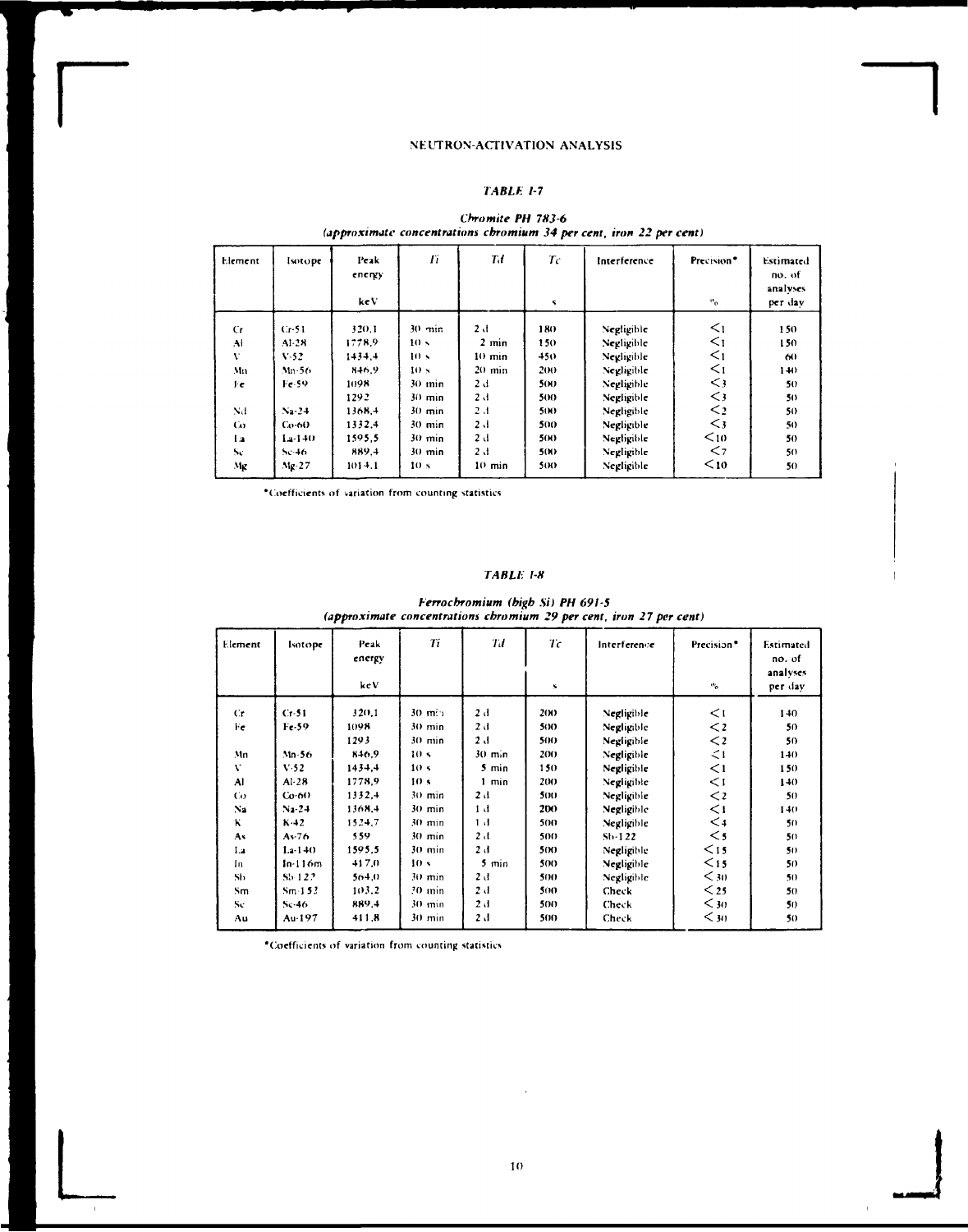NEUTRON-ACTIVATION ANALYSIS

*TABLE 1-7*

*Chromite PH 783-6*
*(approximate concentrations chromium 34 per cent, iron 22 per cent)*

| Element | Isotope | Peak energy keV | Ti | Td | Tc s | Interference | Precision* % | Estimated no. of analyses per day |
|---|---|---|---|---|---|---|---|---|
| Cr | Cr-51 | 320,1 | 30 min | 2 d | 180 | Negligible | <1 | 150 |
| Al | Al-28 | 1778,9 | 10 s | 2 min | 150 | Negligible | <1 | 150 |
| V | V-52 | 1434,4 | 10 s | 10 min | 450 | Negligible | <1 | 60 |
| Mn | Mn-56 | 846,9 | 10 s | 20 min | 200 | Negligible | <1 | 140 |
| Fe | Fe-59 | 1098 | 30 min | 2 d | 500 | Negligible | <3 | 50 |
| | | 1292 | 30 min | 2 d | 500 | Negligible | <3 | 50 |
| Na | Na-24 | 1368,4 | 30 min | 2 d | 500 | Negligible | <2 | 50 |
| Co | Co-60 | 1332,4 | 30 min | 2 d | 500 | Negligible | <3 | 50 |
| La | La-140 | 1595,5 | 30 min | 2 d | 500 | Negligible | <10 | 50 |
| Sc | Sc-46 | 889,4 | 30 min | 2 d | 500 | Negligible | <7 | 50 |
| Mg | Mg-27 | 1014,1 | 10 s | 10 min | 500 | Negligible | <10 | 50 |

*Coefficients of variation from counting statistics

*TABLE 1-8*

*Ferrochromium (high Si) PH 691-5*
*(approximate concentrations chromium 29 per cent, iron 27 per cent)*

| Element | Isotope | Peak energy keV | Ti | Td | Tc s | Interference | Precision* % | Estimated no. of analyses per day |
|---|---|---|---|---|---|---|---|---|
| Cr | Cr-51 | 320,1 | 30 min | 2 d | 200 | Negligible | <1 | 140 |
| Fe | Fe-59 | 1098 | 30 min | 2 d | 500 | Negligible | <2 | 50 |
| | | 1293 | 30 min | 2 d | 500 | Negligible | <2 | 50 |
| Mn | Mn-56 | 846,9 | 10 s | 30 min | 200 | Negligible | <1 | 140 |
| V | V-52 | 1434,4 | 10 s | 5 min | 150 | Negligible | <1 | 150 |
| Al | Al-28 | 1778,9 | 10 s | 1 min | 200 | Negligible | <1 | 140 |
| Co | Co-60 | 1332,4 | 30 min | 2 d | 500 | Negligible | <2 | 50 |
| Na | Na-24 | 1368,4 | 30 min | 1 d | 200 | Negligible | <1 | 140 |
| K | K-42 | 1524,7 | 30 min | 1 d | 500 | Negligible | <4 | 50 |
| As | As-76 | 559 | 30 min | 2 d | 500 | Sb-122 | <5 | 50 |
| La | La-140 | 1595,5 | 30 min | 2 d | 500 | Negligible | <15 | 50 |
| In | In-116m | 417,0 | 10 s | 5 min | 500 | Negligible | <15 | 50 |
| Sb | Sb-122 | 564,0 | 30 min | 2 d | 500 | Negligible | <30 | 50 |
| Sm | Sm-153 | 103,2 | 30 min | 2 d | 500 | Check | <25 | 50 |
| Sc | Sc-46 | 889,4 | 30 min | 2 d | 500 | Check | <30 | 50 |
| Au | Au-197 | 411,8 | 30 min | 2 d | 500 | Check | <30 | 50 |

*Coefficients of variation from counting statistics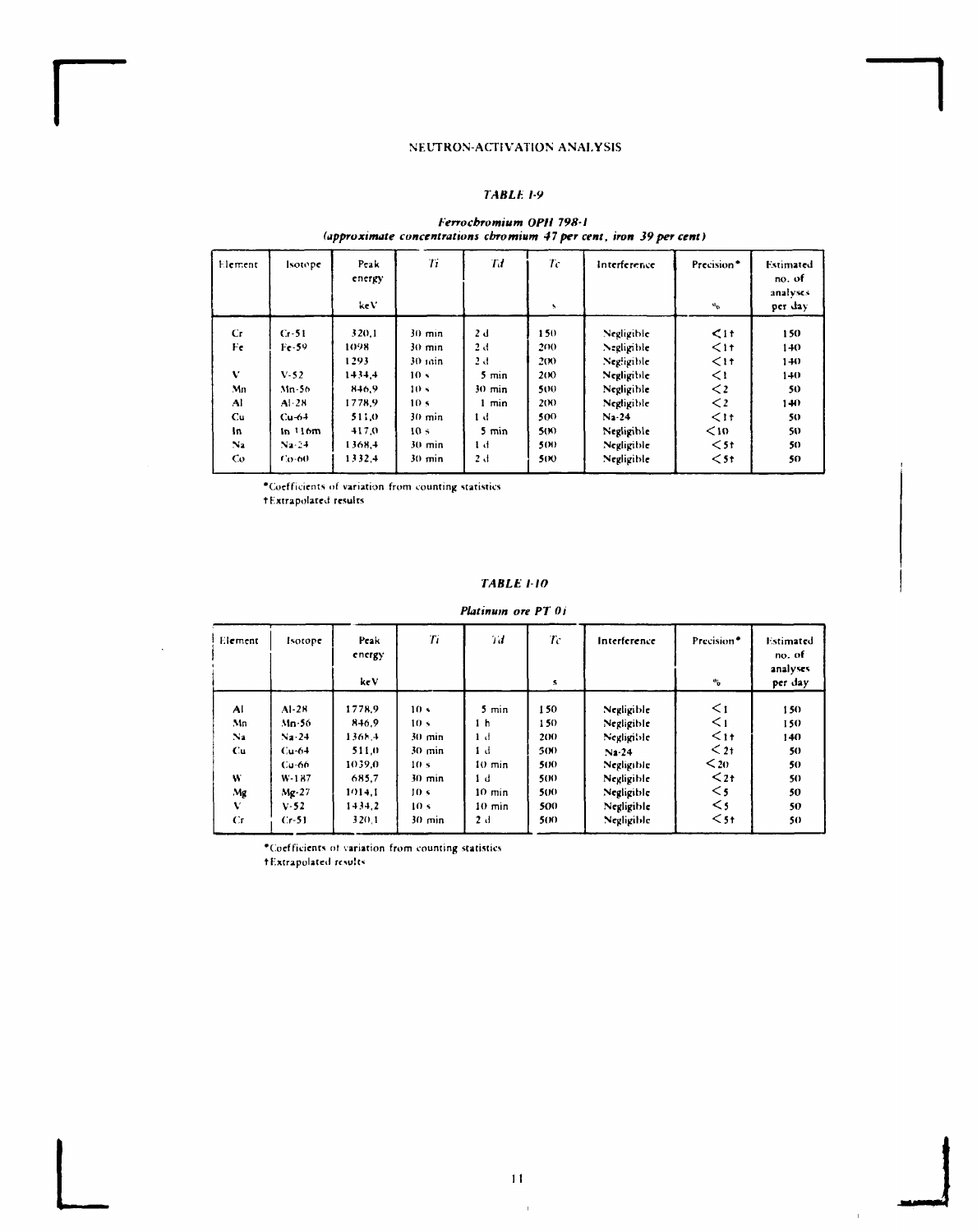NEUTRON-ACTIVATION ANALYSIS

## *TABLE I-9*

***Ferrochromium OPH 798-1***
***(approximate concentrations chromium 47 per cent, iron 39 per cent)***

| Element | Isotope | Peak energy keV | $T_i$ | $T_d$ | $T_c$ s | Interference | Precision* % | Estimated no. of analyses per day |
|---|---|---|---|---|---|---|---|---|
| Cr | Cr-51 | 320,1 | 30 min | 2 d | 150 | Negligible | <1† | 150 |
| Fe | Fe-59 | 1098 | 30 min | 2 d | 200 | Negligible | <1† | 140 |
| | | 1293 | 30 min | 2 d | 200 | Negligible | <1† | 140 |
| V | V-52 | 1434,4 | 10 s | 5 min | 200 | Negligible | <1 | 140 |
| Mn | Mn-56 | 846,9 | 10 s | 30 min | 500 | Negligible | <2 | 50 |
| Al | Al-28 | 1778,9 | 10 s | 1 min | 200 | Negligible | <2 | 140 |
| Cu | Cu-64 | 511,0 | 30 min | 1 d | 500 | Na-24 | <1† | 50 |
| In | In 116m | 417,0 | 10 s | 5 min | 500 | Negligible | <10 | 50 |
| Na | Na-24 | 1368,4 | 30 min | 1 d | 500 | Negligible | <5† | 50 |
| Co | Co-60 | 1332,4 | 30 min | 2 d | 500 | Negligible | <5† | 50 |

*Coefficients of variation from counting statistics
†Extrapolated results

## *TABLE I-10*

***Platinum ore PT 01***

| Element | Isotope | Peak energy keV | $T_i$ | $T_d$ | $T_c$ s | Interference | Precision* % | Estimated no. of analyses per day |
|---|---|---|---|---|---|---|---|---|
| Al | Al-28 | 1778,9 | 10 s | 5 min | 150 | Negligible | <1 | 150 |
| Mn | Mn-56 | 846,9 | 10 s | 1 h | 150 | Negligible | <1 | 150 |
| Na | Na-24 | 1368,4 | 30 min | 1 d | 200 | Negligible | <1† | 140 |
| Cu | Cu-64 | 511,0 | 30 min | 1 d | 500 | Na-24 | <2† | 50 |
| | Cu-66 | 1039,0 | 10 s | 10 min | 500 | Negligible | <20 | 50 |
| W | W-187 | 685,7 | 30 min | 1 d | 500 | Negligible | <2† | 50 |
| Mg | Mg-27 | 1014,1 | 10 s | 10 min | 500 | Negligible | <5 | 50 |
| V | V-52 | 1434,2 | 10 s | 10 min | 500 | Negligible | <5 | 50 |
| Cr | Cr-51 | 320,1 | 30 min | 2 d | 500 | Negligible | <5† | 50 |

*Coefficients of variation from counting statistics
†Extrapolated results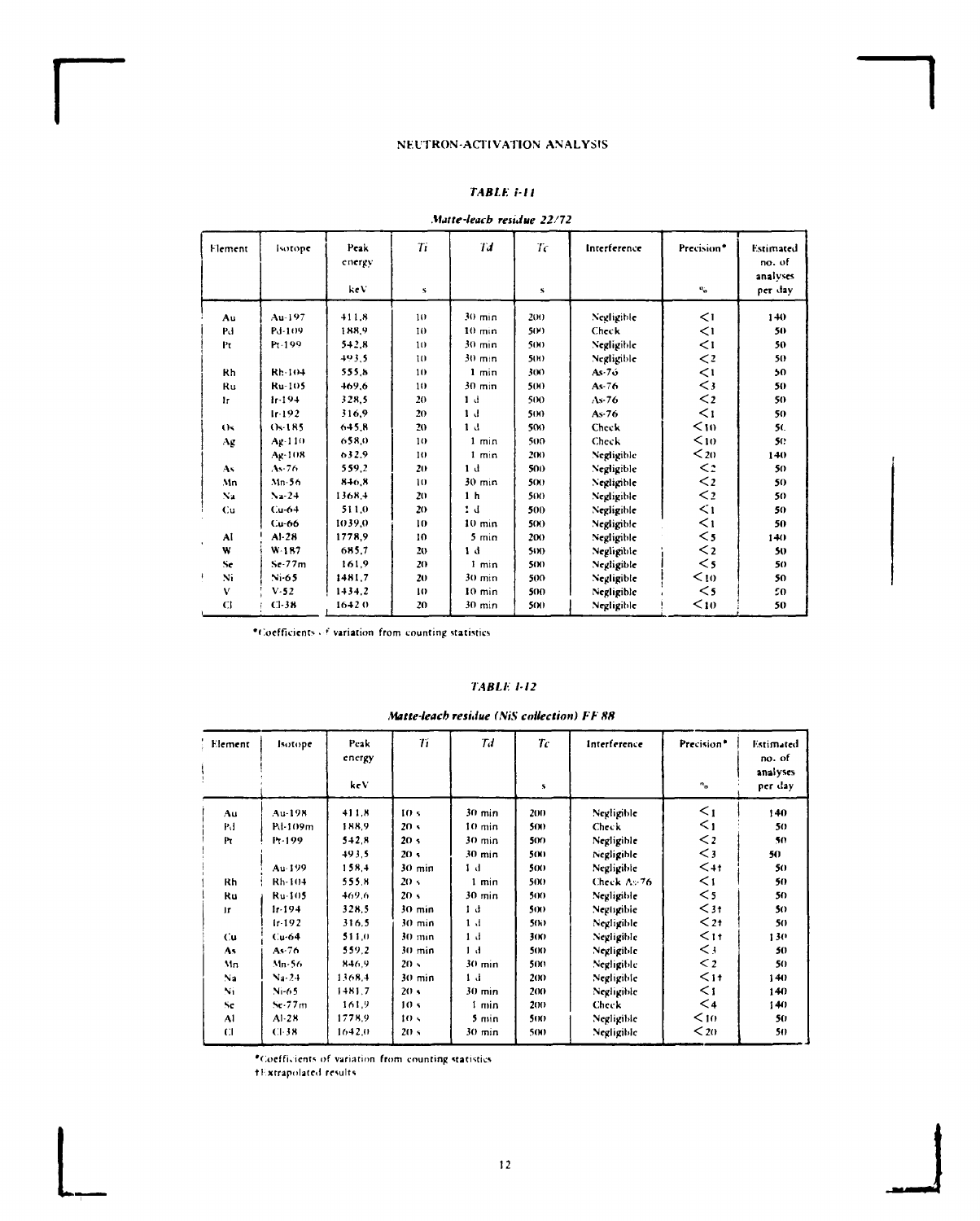### TABLE I-11

*Matte-leach residue 22/72*

| Element | Isotope | Peak energy keV | Ti s | Td | Tc s | Interference | Precision* % | Estimated no. of analyses per day |
|---|---|---|---|---|---|---|---|---|
| Au | Au-197 | 411,8 | 10 | 30 min | 200 | Negligible | <1 | 140 |
| Pd | Pd-109 | 188,9 | 10 | 10 min | 500 | Check | <1 | 50 |
| Pt | Pt-199 | 542,8 | 10 | 30 min | 500 | Negligible | <1 | 50 |
| | | 493,5 | 10 | 30 min | 500 | Negligible | <2 | 50 |
| Rh | Rh-104 | 555,8 | 10 | 1 min | 300 | As-76 | <1 | 50 |
| Ru | Ru-105 | 469,6 | 10 | 30 min | 500 | As-76 | <3 | 50 |
| Ir | Ir-194 | 328,5 | 20 | 1 d | 500 | As-76 | <2 | 50 |
| | Ir-192 | 316,9 | 20 | 1 d | 500 | As-76 | <1 | 50 |
| Os | Os-185 | 645,8 | 20 | 1 d | 500 | Check | <10 | 50 |
| Ag | Ag-110 | 658,0 | 10 | 1 min | 500 | Check | <10 | 50 |
| | Ag-108 | 632,9 | 10 | 1 min | 200 | Negligible | <20 | 140 |
| As | As-76 | 559,2 | 20 | 1 d | 500 | Negligible | <2 | 50 |
| Mn | Mn-56 | 846,8 | 10 | 30 min | 500 | Negligible | <2 | 50 |
| Na | Na-24 | 1368,4 | 20 | 1 h | 500 | Negligible | <2 | 50 |
| Cu | Cu-64 | 511,0 | 20 | 1 d | 500 | Negligible | <1 | 50 |
| | Cu-66 | 1039,0 | 10 | 10 min | 500 | Negligible | <1 | 50 |
| Al | Al-28 | 1778,9 | 10 | 5 min | 200 | Negligible | <5 | 140 |
| W | W-187 | 685,7 | 20 | 1 d | 500 | Negligible | <2 | 50 |
| Se | Se-77m | 161,9 | 20 | 1 min | 500 | Negligible | <5 | 50 |
| Ni | Ni-65 | 1481,7 | 20 | 30 min | 500 | Negligible | <10 | 50 |
| V | V-52 | 1434,2 | 10 | 10 min | 500 | Negligible | <5 | 50 |
| Cl | Cl-38 | 1642,0 | 20 | 30 min | 500 | Negligible | <10 | 50 |

*Coefficients of variation from counting statistics

### TABLE I-12

***Matte-leach residue (NiS collection) FF 88***

| Element | Isotope | Peak energy keV | Ti | Td | Tc s | Interference | Precision* % | Estimated no. of analyses per day |
|---|---|---|---|---|---|---|---|---|
| Au | Au-198 | 411,8 | 10 s | 30 min | 200 | Negligible | <1 | 140 |
| Pd | Pd-109m | 188,9 | 20 s | 10 min | 500 | Check | <1 | 50 |
| Pt | Pt-199 | 542,8 | 20 s | 30 min | 500 | Negligible | <2 | 50 |
| | | 493,5 | 20 s | 30 min | 500 | Negligible | <3 | 50 |
| | Au-199 | 158,4 | 30 min | 1 d | 500 | Negligible | <4† | 50 |
| Rh | Rh-104 | 555,8 | 20 s | 1 min | 500 | Check As-76 | <1 | 50 |
| Ru | Ru-105 | 469,6 | 20 s | 30 min | 500 | Negligible | <5 | 50 |
| Ir | Ir-194 | 328,5 | 30 min | 1 d | 500 | Negligible | <3† | 50 |
| | Ir-192 | 316,5 | 30 min | 1 d | 500 | Negligible | <2† | 50 |
| Cu | Cu-64 | 511,0 | 30 min | 1 d | 300 | Negligible | <1† | 130 |
| As | As-76 | 559,2 | 30 min | 1 d | 500 | Negligible | <3 | 50 |
| Mn | Mn-56 | 846,9 | 20 s | 30 min | 500 | Negligible | <2 | 50 |
| Na | Na-24 | 1368,4 | 30 min | 1 d | 200 | Negligible | <1† | 140 |
| Ni | Ni-65 | 1481,7 | 20 s | 30 min | 200 | Negligible | <1 | 140 |
| Se | Se-77m | 161,9 | 10 s | 1 min | 200 | Check | <4 | 140 |
| Al | Al-28 | 1778,9 | 10 s | 5 min | 500 | Negligible | <10 | 50 |
| Cl | Cl-38 | 1642,0 | 20 s | 30 min | 500 | Negligible | <20 | 50 |

*Coefficients of variation from counting statistics
†Extrapolated results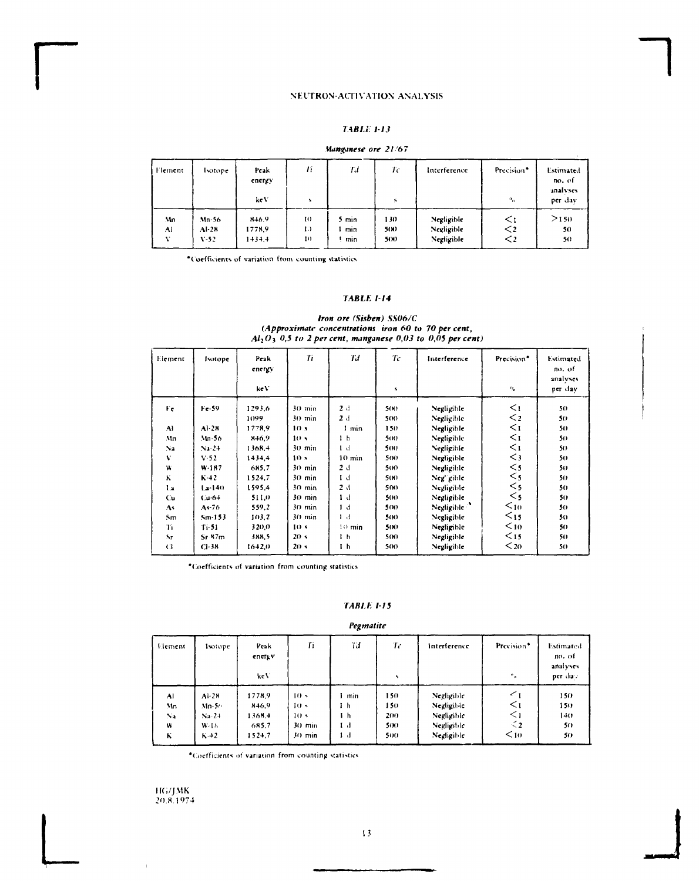## TABLE I-13

***Manganese ore 21/67***

| Element | Isotope | Peak energy keV | Ti s | Td | Tc s | Interference | Precision* % | Estimated no. of analyses per day |
|---|---|---|---|---|---|---|---|---|
| Mn | Mn-56 | 846.9 | 10 | 5 min | 130 | Negligible | <1 | >150 |
| Al | Al-28 | 1778.9 | 10 | 1 min | 500 | Negligible | <2 | 50 |
| V | V-52 | 1434.4 | 10 | 1 min | 500 | Negligible | <2 | 50 |

*Coefficients of variation from counting statistics

## TABLE I-14

***Iron ore (Sisben) SS06/C***
***(Approximate concentrations iron 60 to 70 per cent, $Al_2O_3$ 0,5 to 2 per cent, manganese 0,03 to 0,05 per cent)***

| Element | Isotope | Peak energy keV | Ti | Td | Tc s | Interference | Precision* % | Estimated no. of analyses per day |
|---|---|---|---|---|---|---|---|---|
| Fe | Fe-59 | 1293.6 | 30 min | 2 d | 500 | Negligible | <1 | 50 |
| | | 1099 | 30 min | 2 d | 500 | Negligible | <2 | 50 |
| Al | Al-28 | 1778.9 | 10 s | 1 min | 150 | Negligible | <1 | 50 |
| Mn | Mn-56 | 846.9 | 10 s | 1 h | 500 | Negligible | <1 | 50 |
| Na | Na-24 | 1368.4 | 30 min | 1 d | 500 | Negligible | <1 | 50 |
| V | V-52 | 1434.4 | 10 s | 10 min | 500 | Negligible | <3 | 50 |
| W | W-187 | 685.7 | 30 min | 2 d | 500 | Negligible | <5 | 50 |
| K | K-42 | 1524.7 | 30 min | 1 d | 500 | Negligible | <5 | 50 |
| La | La-140 | 1595.4 | 30 min | 2 d | 500 | Negligible | <5 | 50 |
| Cu | Cu-64 | 511.0 | 30 min | 1 d | 500 | Negligible | <5 | 50 |
| As | As-76 | 559.2 | 30 min | 1 d | 500 | Negligible | <10 | 50 |
| Sm | Sm-153 | 103.2 | 30 min | 1 d | 500 | Negligible | <15 | 50 |
| Ti | Ti-51 | 320.0 | 10 s | 10 min | 500 | Negligible | <10 | 50 |
| Sr | Sr-87m | 388.5 | 20 s | 1 h | 500 | Negligible | <15 | 50 |
| Cl | Cl-38 | 1642.0 | 20 s | 1 h | 500 | Negligible | <20 | 50 |

*Coefficients of variation from counting statistics

## TABLE I-15

***Pegmatite***

| Element | Isotope | Peak energy keV | Ti | Td | Tc s | Interference | Precision* % | Estimated no. of analyses per day |
|---|---|---|---|---|---|---|---|---|
| Al | Al-28 | 1778.9 | 10 s | 1 min | 150 | Negligible | <1 | 150 |
| Mn | Mn-56 | 846.9 | 10 s | 1 h | 150 | Negligible | <1 | 150 |
| Na | Na-24 | 1368.4 | 10 s | 1 h | 200 | Negligible | <1 | 140 |
| W | W-187 | 685.7 | 30 min | 1 d | 500 | Negligible | <2 | 50 |
| K | K-42 | 1524.7 | 30 min | 1 d | 500 | Negligible | <10 | 50 |

*Coefficients of variation from counting statistics

HG/JMK
20.8.1974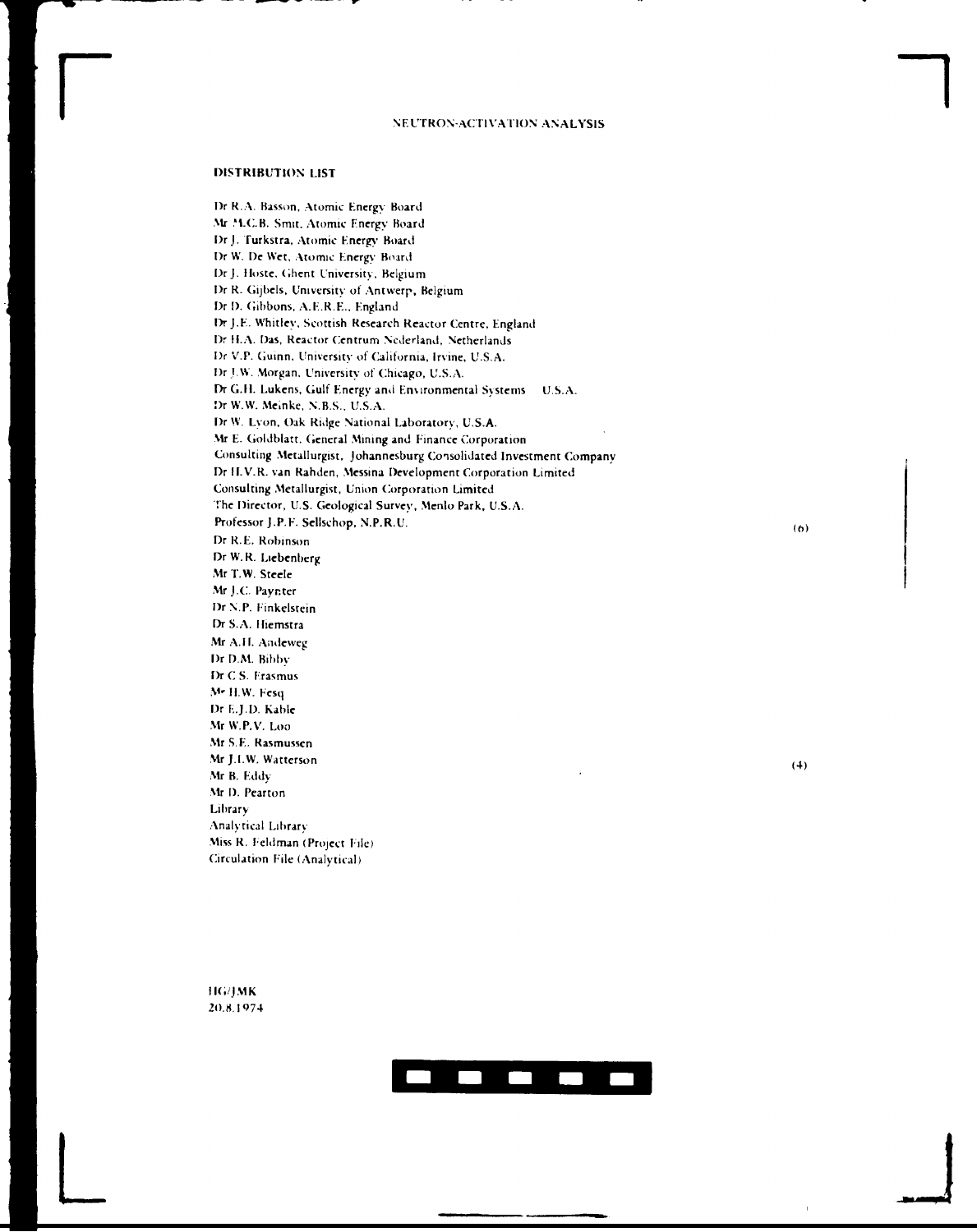NEUTRON-ACTIVATION ANALYSIS

**DISTRIBUTION LIST**

Dr R.A. Basson, Atomic Energy Board
Mr M.C.B. Smit, Atomic Energy Board
Dr J. Turkstra, Atomic Energy Board
Dr W. De Wet, Atomic Energy Board
Dr J. Hoste, Ghent University, Belgium
Dr R. Gijbels, University of Antwerp, Belgium
Dr D. Gibbons, A.E.R.E., England
Dr J.E. Whitley, Scottish Research Reactor Centre, England
Dr H.A. Das, Reactor Centrum Nederland, Netherlands
Dr V.P. Guinn, University of California, Irvine, U.S.A.
Dr J.W. Morgan, University of Chicago, U.S.A.
Dr G.H. Lukens, Gulf Energy and Environmental Systems U.S.A.
Dr W.W. Meinke, N.B.S., U.S.A.
Dr W. Lyon, Oak Ridge National Laboratory, U.S.A.
Mr E. Goldblatt, General Mining and Finance Corporation
Consulting Metallurgist, Johannesburg Consolidated Investment Company
Dr H.V.R. van Rahden, Messina Development Corporation Limited
Consulting Metallurgist, Union Corporation Limited
The Director, U.S. Geological Survey, Menlo Park, U.S.A.
Professor J.P.F. Sellschop, N.P.R.U. (6)
Dr R.E. Robinson
Dr W.R. Liebenberg
Mr T.W. Steele
Mr J.C. Paynter
Dr N.P. Finkelstein
Dr S.A. Hiemstra
Mr A.H. Andeweg
Dr D.M. Bibby
Dr C.S. Erasmus
Mr H.W. Fesq
Dr E.J.D. Kable
Mr W.P.V. Loo
Mr S.E. Rasmussen
Mr J.I.W. Watterson (4)
Mr B. Eddy
Mr D. Pearton
Library
Analytical Library
Miss R. Feldman (Project File)
Circulation File (Analytical)

HG/JMK
20.8.1974